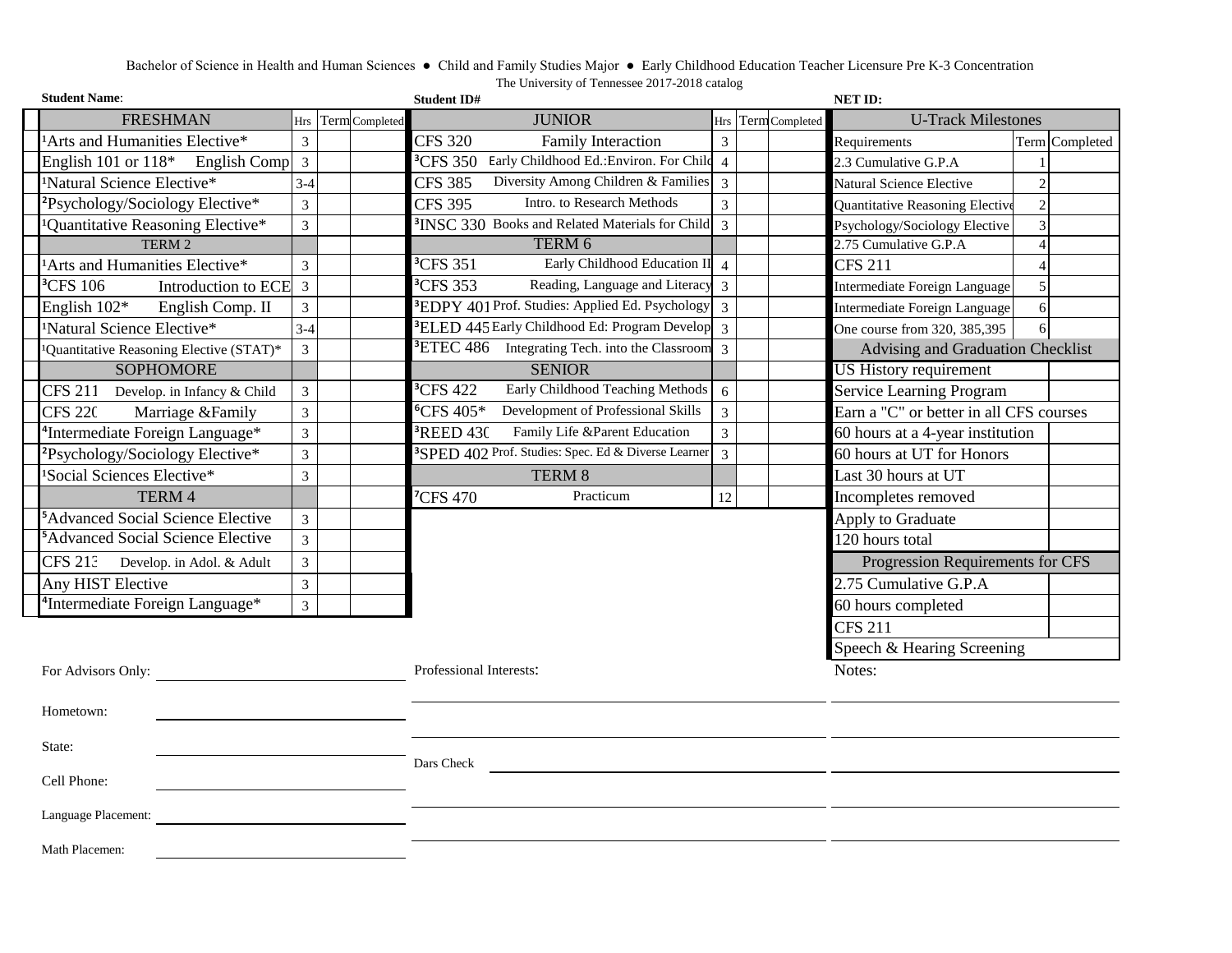Bachelor of Science in Health and Human Sciences ● Child and Family Studies Major ● Early Childhood Education Teacher Licensure Pre K-3 Concentration

The University of Tennessee 2017-2018 catalog

**Student Name**: **Student ID#** **NET ID:**

| FRESHMAN | Hrs | Term | Completed |
|---|---|---|---|
| [1]Arts and Humanities Elective* | 3 | | |
| English 101 or 118* English Comp | 3 | | |
| [1]Natural Science Elective* | 3-4 | | |
| [2]Psychology/Sociology Elective* | 3 | | |
| [1]Quantitative Reasoning Elective* | 3 | | |
| TERM 2 | | | |
| [1]Arts and Humanities Elective* | 3 | | |
| [3]CFS 106 Introduction to ECE | 3 | | |
| English 102* English Comp. II | 3 | | |
| [1]Natural Science Elective* | 3-4 | | |
| [1]Quantitative Reasoning Elective (STAT)* | 3 | | |
| SOPHOMORE | | | |
| CFS 211 Develop. in Infancy & Child | 3 | | |
| CFS 220 Marriage &Family | 3 | | |
| [4]Intermediate Foreign Language* | 3 | | |
| [2]Psychology/Sociology Elective* | 3 | | |
| [1]Social Sciences Elective* | 3 | | |
| TERM 4 | | | |
| [5]Advanced Social Science Elective | 3 | | |
| [5]Advanced Social Science Elective | 3 | | |
| CFS 213 Develop. in Adol. & Adult | 3 | | |
| Any HIST Elective | 3 | | |
| [4]Intermediate Foreign Language* | 3 | | |

| JUNIOR | Hrs | Term | Completed |
|---|---|---|---|
| CFS 320 Family Interaction | 3 | | |
| [3]CFS 350 Early Childhood Ed.:Environ. For Child | 4 | | |
| CFS 385 Diversity Among Children & Families | 3 | | |
| CFS 395 Intro. to Research Methods | 3 | | |
| [3]INSC 330 Books and Related Materials for Child | 3 | | |
| TERM 6 | | | |
| [3]CFS 351 Early Childhood Education II | 4 | | |
| [3]CFS 353 Reading, Language and Literacy | 3 | | |
| [3]EDPY 401 Prof. Studies: Applied Ed. Psychology | 3 | | |
| [3]ELED 445 Early Childhood Ed: Program Develop | 3 | | |
| [3]ETEC 486 Integrating Tech. into the Classroom | 3 | | |
| SENIOR | | | |
| [3]CFS 422 Early Childhood Teaching Methods | 6 | | |
| [6]CFS 405* Development of Professional Skills | 3 | | |
| [3]REED 430 Family Life &Parent Education | 3 | | |
| [3]SPED 402 Prof. Studies: Spec. Ed & Diverse Learner | 3 | | |
| TERM 8 | | | |
| [7]CFS 470 Practicum | 12 | | |

| U-Track Milestones | | |
|---|---|---|
| Requirements | Term | Completed |
| 2.3 Cumulative G.P.A | 1 | |
| Natural Science Elective | 2 | |
| Quantitative Reasoning Elective | 2 | |
| Psychology/Sociology Elective | 3 | |
| 2.75 Cumulative G.P.A | 4 | |
| CFS 211 | 4 | |
| Intermediate Foreign Language | 5 | |
| Intermediate Foreign Language | 6 | |
| One course from 320, 385,395 | 6 | |

| Advising and Graduation Checklist | |
|---|---|
| US History requirement | |
| Service Learning Program | |
| Earn a "C" or better in all CFS courses | |
| 60 hours at a 4-year institution | |
| 60 hours at UT for Honors | |
| Last 30 hours at UT | |
| Incompletes removed | |
| Apply to Graduate | |
| 120 hours total | |

| Progression Requirements for CFS | |
|---|---|
| 2.75 Cumulative G.P.A | |
| 60 hours completed | |
| CFS 211 | |
| Speech & Hearing Screening | |

For Advisors Only: ____________

Hometown: ____________

State: ____________

Cell Phone: ____________

Language Placement: ____________

Math Placemen: ____________

Professional Interests: ____________

Dars Check ____________

Notes: ____________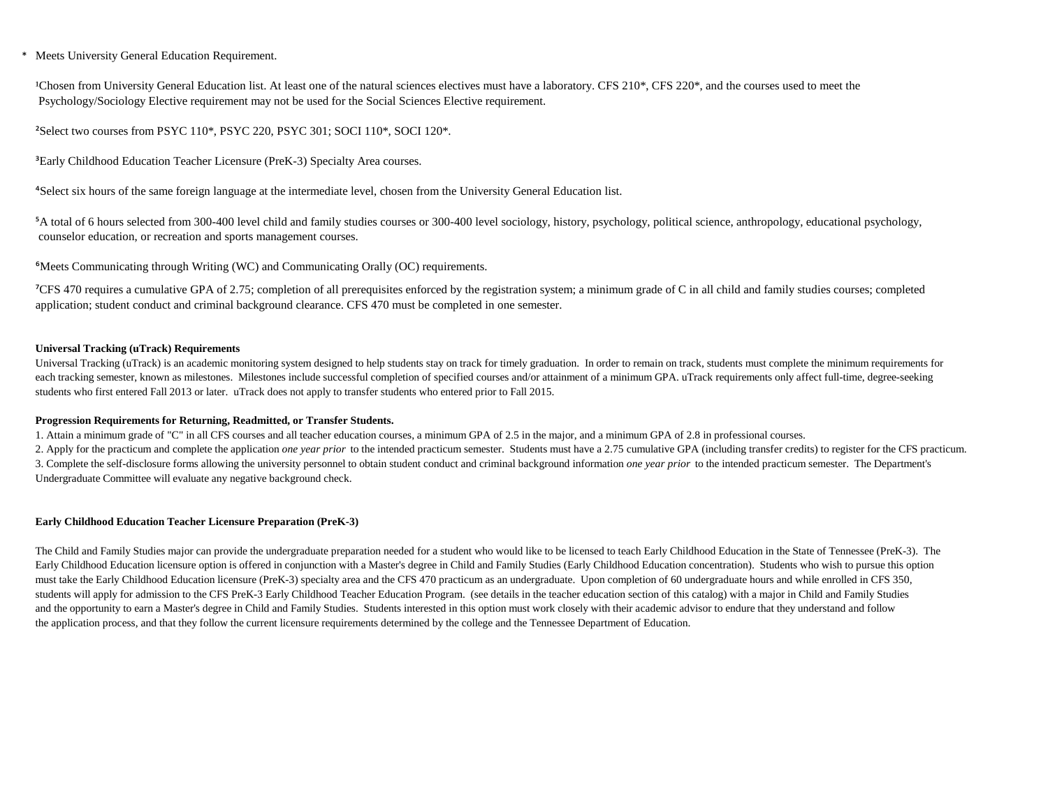\* Meets University General Education Requirement.

[1]Chosen from University General Education list. At least one of the natural sciences electives must have a laboratory. CFS 210\*, CFS 220\*, and the courses used to meet the Psychology/Sociology Elective requirement may not be used for the Social Sciences Elective requirement.

[2]Select two courses from PSYC 110\*, PSYC 220, PSYC 301; SOCI 110\*, SOCI 120\*.

[3]Early Childhood Education Teacher Licensure (PreK-3) Specialty Area courses.

[4]Select six hours of the same foreign language at the intermediate level, chosen from the University General Education list.

[5]A total of 6 hours selected from 300-400 level child and family studies courses or 300-400 level sociology, history, psychology, political science, anthropology, educational psychology, counselor education, or recreation and sports management courses.

[6]Meets Communicating through Writing (WC) and Communicating Orally (OC) requirements.

[7]CFS 470 requires a cumulative GPA of 2.75; completion of all prerequisites enforced by the registration system; a minimum grade of C in all child and family studies courses; completed application; student conduct and criminal background clearance. CFS 470 must be completed in one semester.

**Universal Tracking (uTrack) Requirements**

Universal Tracking (uTrack) is an academic monitoring system designed to help students stay on track for timely graduation. In order to remain on track, students must complete the minimum requirements for each tracking semester, known as milestones. Milestones include successful completion of specified courses and/or attainment of a minimum GPA. uTrack requirements only affect full-time, degree-seeking students who first entered Fall 2013 or later. uTrack does not apply to transfer students who entered prior to Fall 2015.

**Progression Requirements for Returning, Readmitted, or Transfer Students.**

1. Attain a minimum grade of "C" in all CFS courses and all teacher education courses, a minimum GPA of 2.5 in the major, and a minimum GPA of 2.8 in professional courses.
2. Apply for the practicum and complete the application *one year prior* to the intended practicum semester. Students must have a 2.75 cumulative GPA (including transfer credits) to register for the CFS practicum.
3. Complete the self-disclosure forms allowing the university personnel to obtain student conduct and criminal background information *one year prior* to the intended practicum semester. The Department's Undergraduate Committee will evaluate any negative background check.

**Early Childhood Education Teacher Licensure Preparation (PreK-3)**

The Child and Family Studies major can provide the undergraduate preparation needed for a student who would like to be licensed to teach Early Childhood Education in the State of Tennessee (PreK-3). The Early Childhood Education licensure option is offered in conjunction with a Master's degree in Child and Family Studies (Early Childhood Education concentration). Students who wish to pursue this option must take the Early Childhood Education licensure (PreK-3) specialty area and the CFS 470 practicum as an undergraduate. Upon completion of 60 undergraduate hours and while enrolled in CFS 350, students will apply for admission to the CFS PreK-3 Early Childhood Teacher Education Program. (see details in the teacher education section of this catalog) with a major in Child and Family Studies and the opportunity to earn a Master's degree in Child and Family Studies. Students interested in this option must work closely with their academic advisor to endure that they understand and follow the application process, and that they follow the current licensure requirements determined by the college and the Tennessee Department of Education.